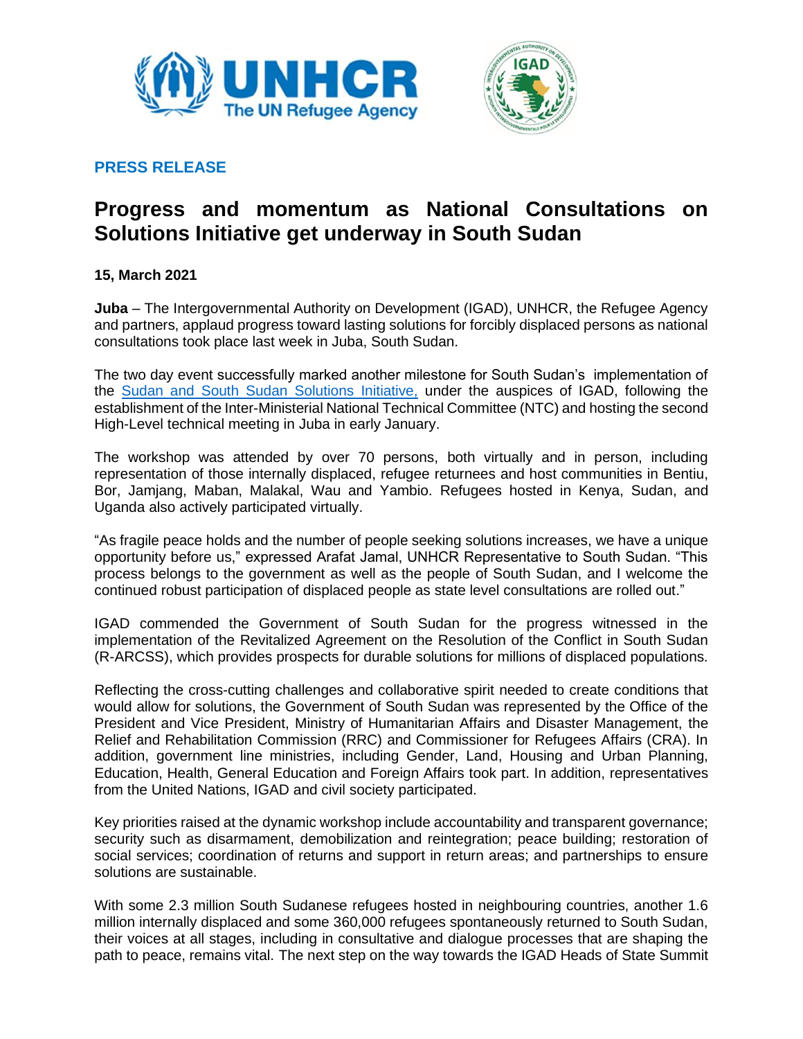**PRESS RELEASE**

# Progress and momentum as National Consultations on Solutions Initiative get underway in South Sudan

**15, March 2021**

**Juba** – The Intergovernmental Authority on Development (IGAD), UNHCR, the Refugee Agency and partners, applaud progress toward lasting solutions for forcibly displaced persons as national consultations took place last week in Juba, South Sudan.

The two day event successfully marked another milestone for South Sudan's implementation of the [Sudan and South Sudan Solutions Initiative,](#) under the auspices of IGAD, following the establishment of the Inter-Ministerial National Technical Committee (NTC) and hosting the second High-Level technical meeting in Juba in early January.

The workshop was attended by over 70 persons, both virtually and in person, including representation of those internally displaced, refugee returnees and host communities in Bentiu, Bor, Jamjang, Maban, Malakal, Wau and Yambio. Refugees hosted in Kenya, Sudan, and Uganda also actively participated virtually.

"As fragile peace holds and the number of people seeking solutions increases, we have a unique opportunity before us," expressed Arafat Jamal, UNHCR Representative to South Sudan. "This process belongs to the government as well as the people of South Sudan, and I welcome the continued robust participation of displaced people as state level consultations are rolled out."

IGAD commended the Government of South Sudan for the progress witnessed in the implementation of the Revitalized Agreement on the Resolution of the Conflict in South Sudan (R-ARCSS), which provides prospects for durable solutions for millions of displaced populations.

Reflecting the cross-cutting challenges and collaborative spirit needed to create conditions that would allow for solutions, the Government of South Sudan was represented by the Office of the President and Vice President, Ministry of Humanitarian Affairs and Disaster Management, the Relief and Rehabilitation Commission (RRC) and Commissioner for Refugees Affairs (CRA). In addition, government line ministries, including Gender, Land, Housing and Urban Planning, Education, Health, General Education and Foreign Affairs took part. In addition, representatives from the United Nations, IGAD and civil society participated.

Key priorities raised at the dynamic workshop include accountability and transparent governance; security such as disarmament, demobilization and reintegration; peace building; restoration of social services; coordination of returns and support in return areas; and partnerships to ensure solutions are sustainable.

With some 2.3 million South Sudanese refugees hosted in neighbouring countries, another 1.6 million internally displaced and some 360,000 refugees spontaneously returned to South Sudan, their voices at all stages, including in consultative and dialogue processes that are shaping the path to peace, remains vital. The next step on the way towards the IGAD Heads of State Summit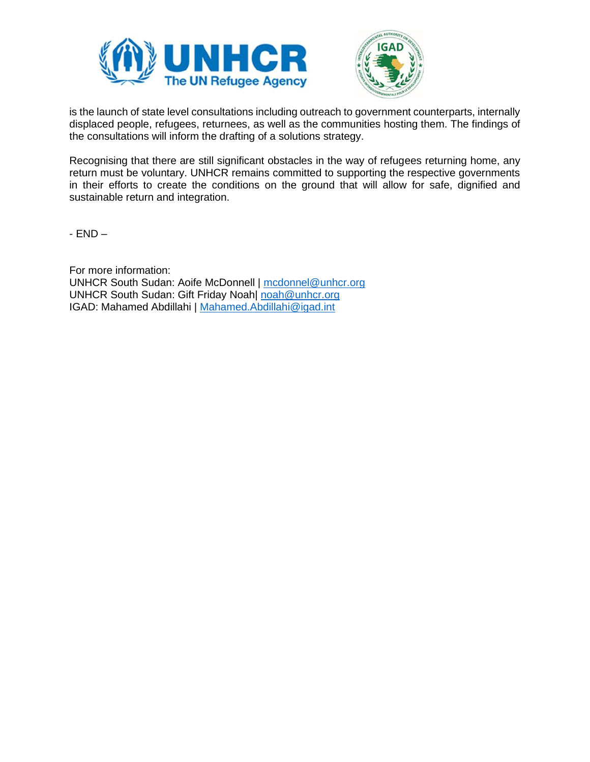is the launch of state level consultations including outreach to government counterparts, internally displaced people, refugees, returnees, as well as the communities hosting them. The findings of the consultations will inform the drafting of a solutions strategy.

Recognising that there are still significant obstacles in the way of refugees returning home, any return must be voluntary. UNHCR remains committed to supporting the respective governments in their efforts to create the conditions on the ground that will allow for safe, dignified and sustainable return and integration.

- END –

For more information:
UNHCR South Sudan: Aoife McDonnell | mcdonnel@unhcr.org
UNHCR South Sudan: Gift Friday Noah| noah@unhcr.org
IGAD: Mahamed Abdillahi | Mahamed.Abdillahi@igad.int